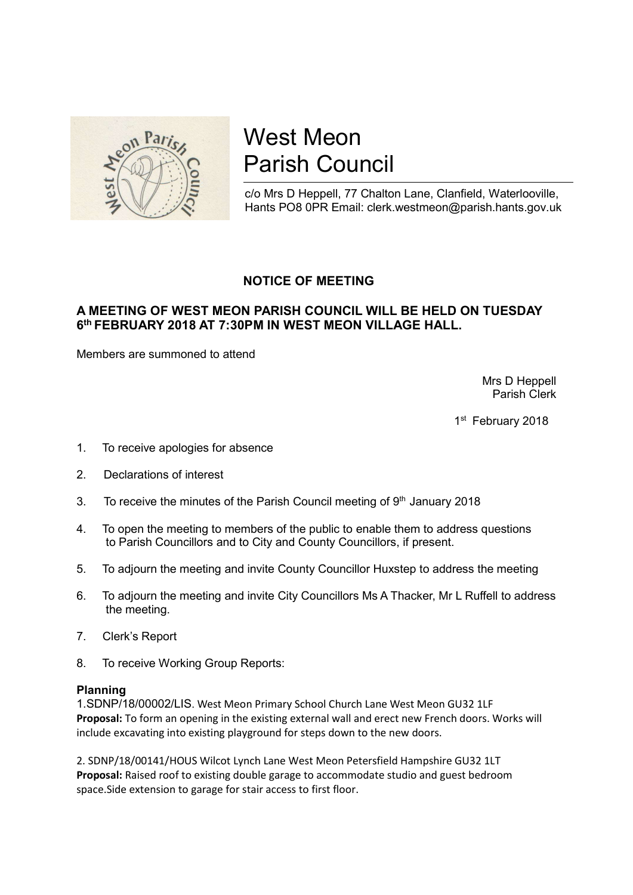# West Meon Parish Council

c/o Mrs D Heppell, 77 Chalton Lane, Clanfield, Waterlooville, Hants PO8 0PR Email: clerk.westmeon@parish.hants.gov.uk

## NOTICE OF MEETING

**A MEETING OF WEST MEON PARISH COUNCIL WILL BE HELD ON TUESDAY 6th FEBRUARY 2018 AT 7:30PM IN WEST MEON VILLAGE HALL.**

Members are summoned to attend

Mrs D Heppell
Parish Clerk

1st February 2018

1. To receive apologies for absence
2. Declarations of interest
3. To receive the minutes of the Parish Council meeting of 9th January 2018
4. To open the meeting to members of the public to enable them to address questions to Parish Councillors and to City and County Councillors, if present.
5. To adjourn the meeting and invite County Councillor Huxstep to address the meeting
6. To adjourn the meeting and invite City Councillors Ms A Thacker, Mr L Ruffell to address the meeting.
7. Clerk's Report
8. To receive Working Group Reports:

**Planning**

1.SDNP/18/00002/LIS. West Meon Primary School Church Lane West Meon GU32 1LF
**Proposal:** To form an opening in the existing external wall and erect new French doors. Works will include excavating into existing playground for steps down to the new doors.

2. SDNP/18/00141/HOUS Wilcot Lynch Lane West Meon Petersfield Hampshire GU32 1LT
**Proposal:** Raised roof to existing double garage to accommodate studio and guest bedroom space.Side extension to garage for stair access to first floor.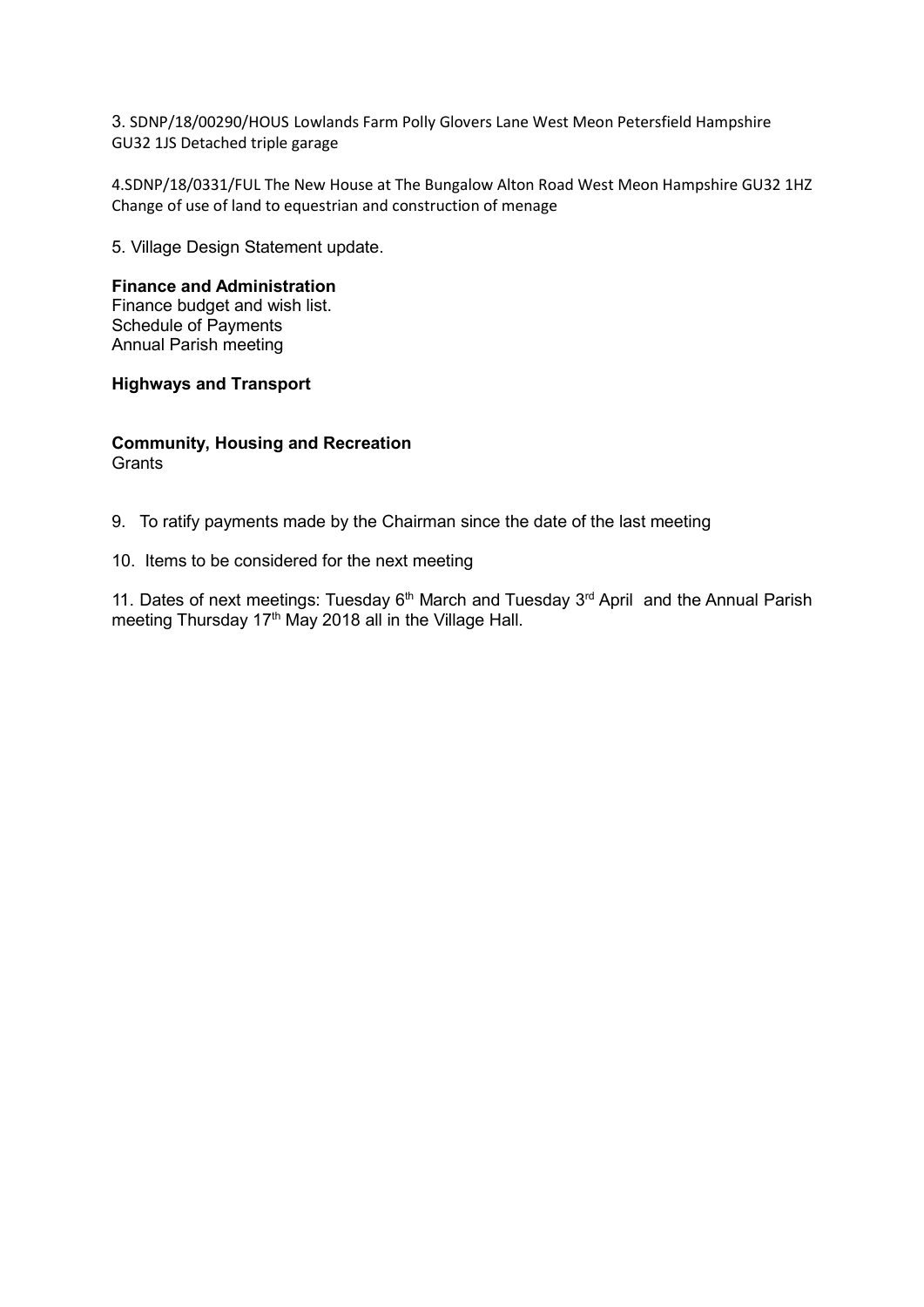3. SDNP/18/00290/HOUS Lowlands Farm Polly Glovers Lane West Meon Petersfield Hampshire GU32 1JS Detached triple garage

4.SDNP/18/0331/FUL The New House at The Bungalow Alton Road West Meon Hampshire GU32 1HZ Change of use of land to equestrian and construction of menage

5. Village Design Statement update.

**Finance and Administration**
Finance budget and wish list.
Schedule of Payments
Annual Parish meeting

**Highways and Transport**

**Community, Housing and Recreation**
Grants

9. To ratify payments made by the Chairman since the date of the last meeting

10. Items to be considered for the next meeting

11. Dates of next meetings: Tuesday 6th March and Tuesday 3rd April and the Annual Parish meeting Thursday 17th May 2018 all in the Village Hall.